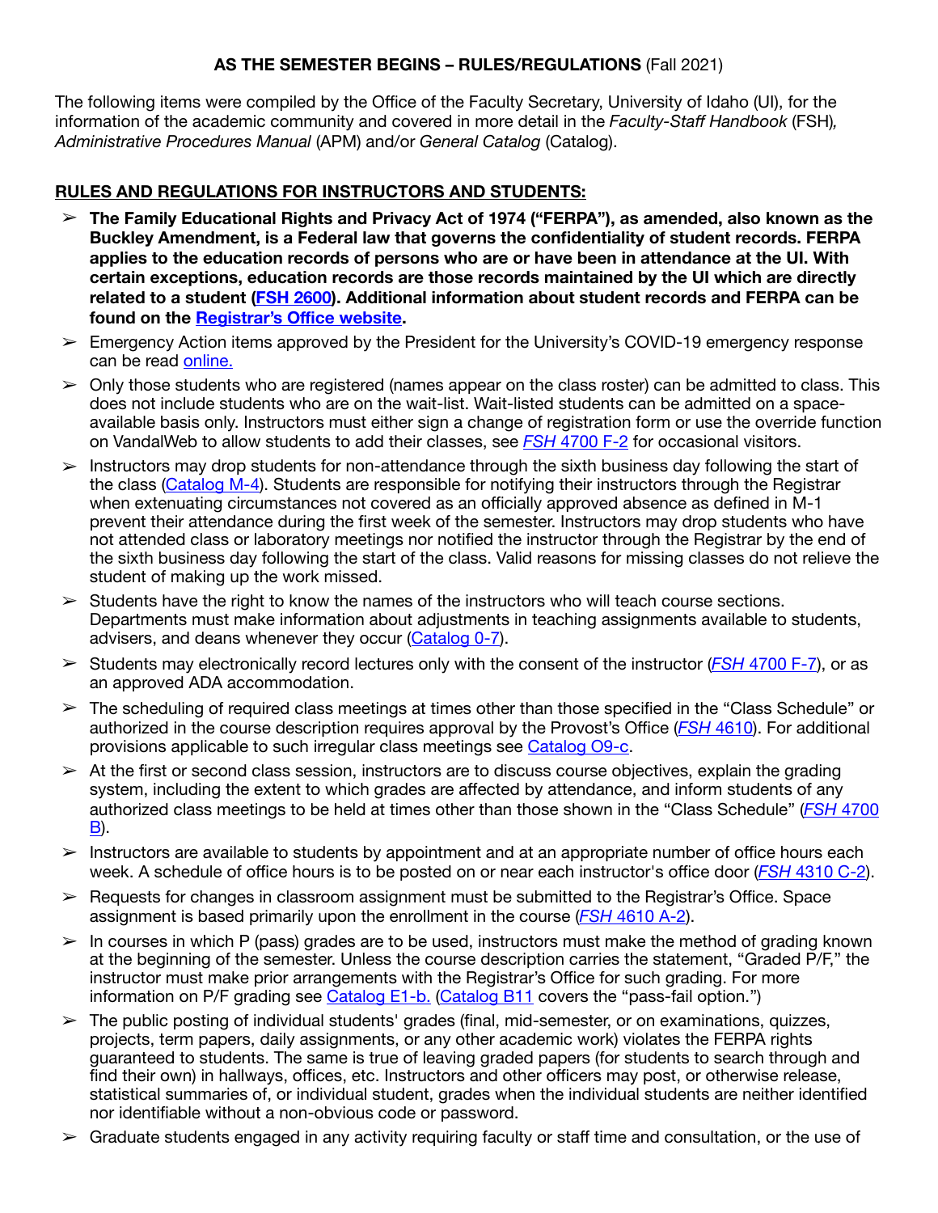**AS THE SEMESTER BEGINS – RULES/REGULATIONS** (Fall 2021)

The following items were compiled by the Office of the Faculty Secretary, University of Idaho (UI), for the information of the academic community and covered in more detail in the *Faculty-Staff Handbook* (FSH)*, Administrative Procedures Manual* (APM) and/or *General Catalog* (Catalog).

## RULES AND REGULATIONS FOR INSTRUCTORS AND STUDENTS:

- **The Family Educational Rights and Privacy Act of 1974 ("FERPA"), as amended, also known as the Buckley Amendment, is a Federal law that governs the confidentiality of student records. FERPA applies to the education records of persons who are or have been in attendance at the UI. With certain exceptions, education records are those records maintained by the UI which are directly related to a student (FSH 2600). Additional information about student records and FERPA can be found on the Registrar's Office website.**
- Emergency Action items approved by the President for the University's COVID-19 emergency response can be read online.
- Only those students who are registered (names appear on the class roster) can be admitted to class. This does not include students who are on the wait-list. Wait-listed students can be admitted on a space-available basis only. Instructors must either sign a change of registration form or use the override function on VandalWeb to allow students to add their classes, see *FSH* 4700 F-2 for occasional visitors.
- Instructors may drop students for non-attendance through the sixth business day following the start of the class (Catalog M-4). Students are responsible for notifying their instructors through the Registrar when extenuating circumstances not covered as an officially approved absence as defined in M-1 prevent their attendance during the first week of the semester. Instructors may drop students who have not attended class or laboratory meetings nor notified the instructor through the Registrar by the end of the sixth business day following the start of the class. Valid reasons for missing classes do not relieve the student of making up the work missed.
- Students have the right to know the names of the instructors who will teach course sections. Departments must make information about adjustments in teaching assignments available to students, advisers, and deans whenever they occur (Catalog 0-7).
- Students may electronically record lectures only with the consent of the instructor (*FSH* 4700 F-7), or as an approved ADA accommodation.
- The scheduling of required class meetings at times other than those specified in the "Class Schedule" or authorized in the course description requires approval by the Provost's Office (*FSH* 4610). For additional provisions applicable to such irregular class meetings see Catalog O9-c.
- At the first or second class session, instructors are to discuss course objectives, explain the grading system, including the extent to which grades are affected by attendance, and inform students of any authorized class meetings to be held at times other than those shown in the "Class Schedule" (*FSH* 4700 B).
- Instructors are available to students by appointment and at an appropriate number of office hours each week. A schedule of office hours is to be posted on or near each instructor's office door (*FSH* 4310 C-2).
- Requests for changes in classroom assignment must be submitted to the Registrar's Office. Space assignment is based primarily upon the enrollment in the course (*FSH* 4610 A-2).
- In courses in which P (pass) grades are to be used, instructors must make the method of grading known at the beginning of the semester. Unless the course description carries the statement, "Graded P/F," the instructor must make prior arrangements with the Registrar's Office for such grading. For more information on P/F grading see Catalog E1-b. (Catalog B11 covers the "pass-fail option.")
- The public posting of individual students' grades (final, mid-semester, or on examinations, quizzes, projects, term papers, daily assignments, or any other academic work) violates the FERPA rights guaranteed to students. The same is true of leaving graded papers (for students to search through and find their own) in hallways, offices, etc. Instructors and other officers may post, or otherwise release, statistical summaries of, or individual student, grades when the individual students are neither identified nor identifiable without a non-obvious code or password.
- Graduate students engaged in any activity requiring faculty or staff time and consultation, or the use of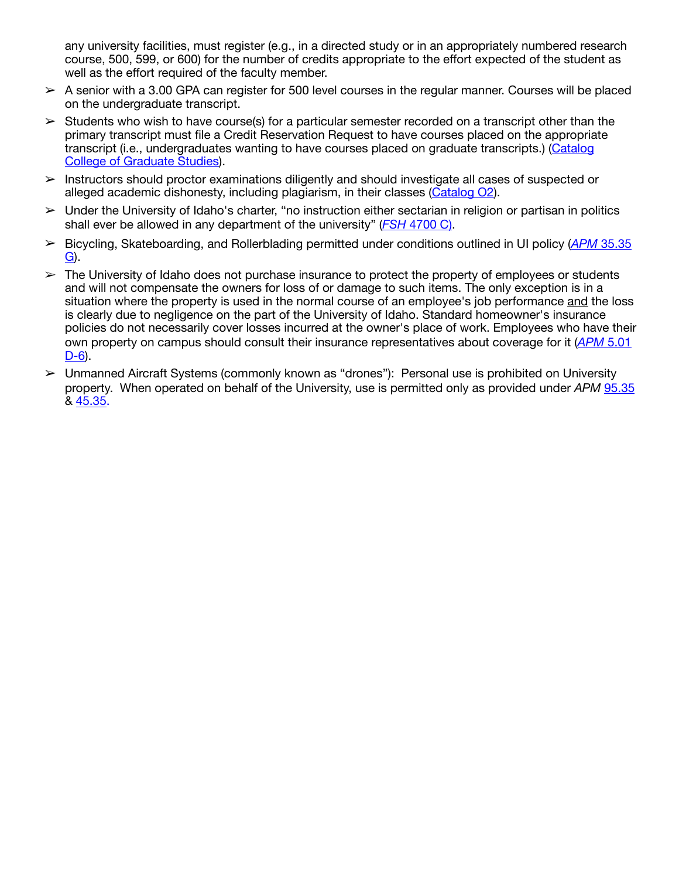any university facilities, must register (e.g., in a directed study or in an appropriately numbered research course, 500, 599, or 600) for the number of credits appropriate to the effort expected of the student as well as the effort required of the faculty member.

- A senior with a 3.00 GPA can register for 500 level courses in the regular manner. Courses will be placed on the undergraduate transcript.
- Students who wish to have course(s) for a particular semester recorded on a transcript other than the primary transcript must file a Credit Reservation Request to have courses placed on the appropriate transcript (i.e., undergraduates wanting to have courses placed on graduate transcripts.) (Catalog College of Graduate Studies).
- Instructors should proctor examinations diligently and should investigate all cases of suspected or alleged academic dishonesty, including plagiarism, in their classes (Catalog O2).
- Under the University of Idaho's charter, "no instruction either sectarian in religion or partisan in politics shall ever be allowed in any department of the university" (*FSH* 4700 C).
- Bicycling, Skateboarding, and Rollerblading permitted under conditions outlined in UI policy (*APM* 35.35 G).
- The University of Idaho does not purchase insurance to protect the property of employees or students and will not compensate the owners for loss of or damage to such items. The only exception is in a situation where the property is used in the normal course of an employee's job performance and the loss is clearly due to negligence on the part of the University of Idaho. Standard homeowner's insurance policies do not necessarily cover losses incurred at the owner's place of work. Employees who have their own property on campus should consult their insurance representatives about coverage for it (*APM* 5.01 D-6).
- Unmanned Aircraft Systems (commonly known as "drones"): Personal use is prohibited on University property. When operated on behalf of the University, use is permitted only as provided under *APM* 95.35 & 45.35.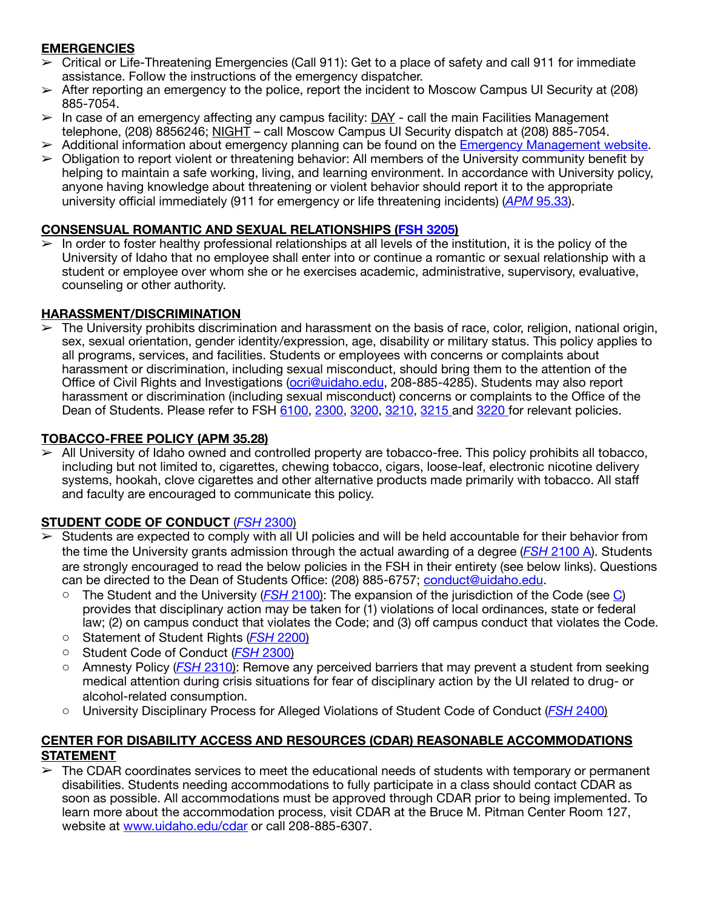**EMERGENCIES**

- Critical or Life-Threatening Emergencies (Call 911): Get to a place of safety and call 911 for immediate assistance. Follow the instructions of the emergency dispatcher.
- After reporting an emergency to the police, report the incident to Moscow Campus UI Security at (208) 885-7054.
- In case of an emergency affecting any campus facility: DAY - call the main Facilities Management telephone, (208) 8856246; NIGHT – call Moscow Campus UI Security dispatch at (208) 885-7054.
- Additional information about emergency planning can be found on the Emergency Management website.
- Obligation to report violent or threatening behavior: All members of the University community benefit by helping to maintain a safe working, living, and learning environment. In accordance with University policy, anyone having knowledge about threatening or violent behavior should report it to the appropriate university official immediately (911 for emergency or life threatening incidents) (*APM* 95.33).

**CONSENSUAL ROMANTIC AND SEXUAL RELATIONSHIPS (FSH 3205)**

- In order to foster healthy professional relationships at all levels of the institution, it is the policy of the University of Idaho that no employee shall enter into or continue a romantic or sexual relationship with a student or employee over whom she or he exercises academic, administrative, supervisory, evaluative, counseling or other authority.

**HARASSMENT/DISCRIMINATION**

- The University prohibits discrimination and harassment on the basis of race, color, religion, national origin, sex, sexual orientation, gender identity/expression, age, disability or military status. This policy applies to all programs, services, and facilities. Students or employees with concerns or complaints about harassment or discrimination, including sexual misconduct, should bring them to the attention of the Office of Civil Rights and Investigations (ocri@uidaho.edu, 208-885-4285). Students may also report harassment or discrimination (including sexual misconduct) concerns or complaints to the Office of the Dean of Students. Please refer to FSH 6100, 2300, 3200, 3210, 3215 and 3220 for relevant policies.

**TOBACCO-FREE POLICY (APM 35.28)**

- All University of Idaho owned and controlled property are tobacco-free. This policy prohibits all tobacco, including but not limited to, cigarettes, chewing tobacco, cigars, loose-leaf, electronic nicotine delivery systems, hookah, clove cigarettes and other alternative products made primarily with tobacco. All staff and faculty are encouraged to communicate this policy.

**STUDENT CODE OF CONDUCT** (*FSH* 2300)

- Students are expected to comply with all UI policies and will be held accountable for their behavior from the time the University grants admission through the actual awarding of a degree (*FSH* 2100 A). Students are strongly encouraged to read the below policies in the FSH in their entirety (see below links). Questions can be directed to the Dean of Students Office: (208) 885-6757; conduct@uidaho.edu.
  - The Student and the University (*FSH* 2100): The expansion of the jurisdiction of the Code (see C) provides that disciplinary action may be taken for (1) violations of local ordinances, state or federal law; (2) on campus conduct that violates the Code; and (3) off campus conduct that violates the Code.
  - Statement of Student Rights (*FSH* 2200)
  - Student Code of Conduct (*FSH* 2300)
  - Amnesty Policy (*FSH* 2310): Remove any perceived barriers that may prevent a student from seeking medical attention during crisis situations for fear of disciplinary action by the UI related to drug- or alcohol-related consumption.
  - University Disciplinary Process for Alleged Violations of Student Code of Conduct (*FSH* 2400)

**CENTER FOR DISABILITY ACCESS AND RESOURCES (CDAR) REASONABLE ACCOMMODATIONS STATEMENT**

- The CDAR coordinates services to meet the educational needs of students with temporary or permanent disabilities. Students needing accommodations to fully participate in a class should contact CDAR as soon as possible. All accommodations must be approved through CDAR prior to being implemented. To learn more about the accommodation process, visit CDAR at the Bruce M. Pitman Center Room 127, website at www.uidaho.edu/cdar or call 208-885-6307.